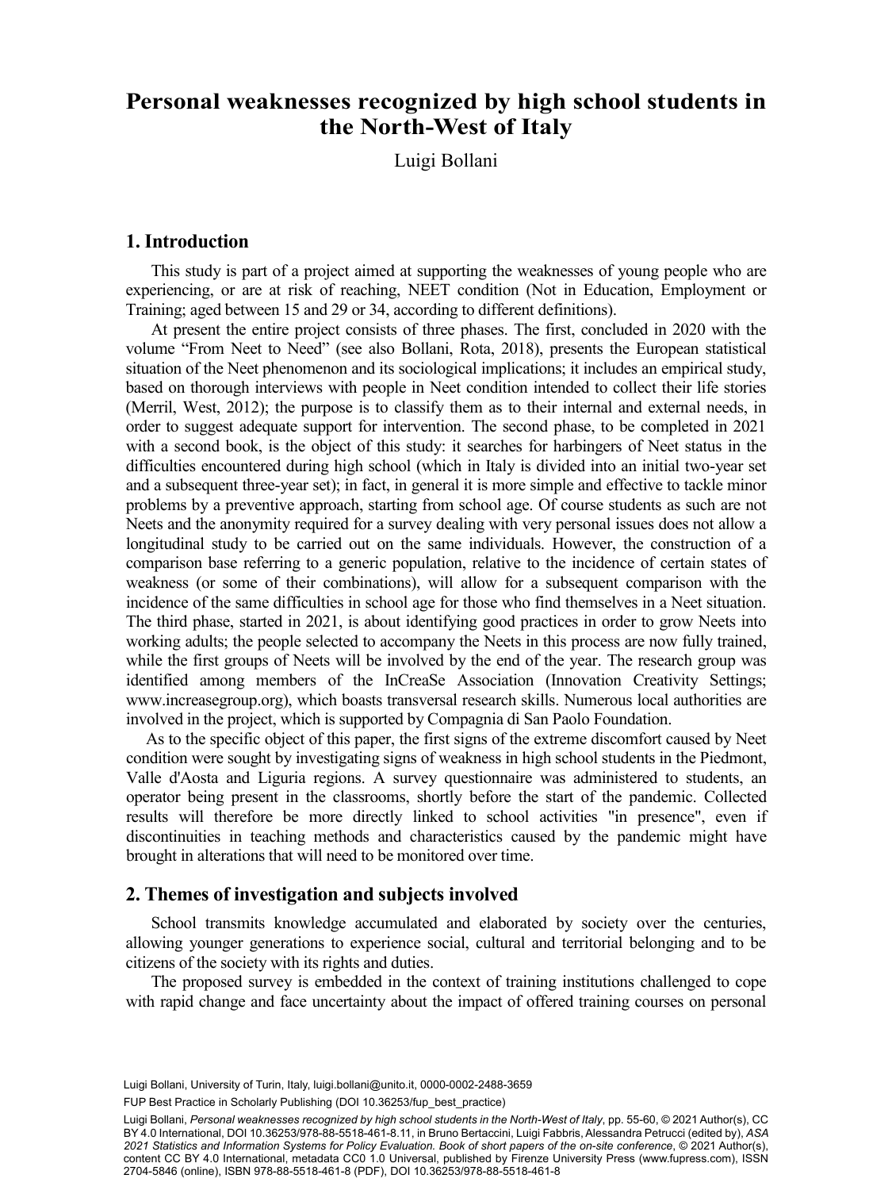# Personal weaknesses recognized by high school students in the North-West of Italy

Luigi Bollani

## 1. Introduction

This study is part of a project aimed at supporting the weaknesses of young people who are experiencing, or are at risk of reaching, NEET condition (Not in Education, Employment or Training; aged between 15 and 29 or 34, according to different definitions).

At present the entire project consists of three phases. The first, concluded in 2020 with the volume "From Neet to Need" (see also Bollani, Rota, 2018), presents the European statistical situation of the Neet phenomenon and its sociological implications; it includes an empirical study, based on thorough interviews with people in Neet condition intended to collect their life stories (Merril, West, 2012); the purpose is to classify them as to their internal and external needs, in order to suggest adequate support for intervention. The second phase, to be completed in 2021 with a second book, is the object of this study: it searches for harbingers of Neet status in the difficulties encountered during high school (which in Italy is divided into an initial two-year set and a subsequent three-year set); in fact, in general it is more simple and effective to tackle minor problems by a preventive approach, starting from school age. Of course students as such are not Neets and the anonymity required for a survey dealing with very personal issues does not allow a longitudinal study to be carried out on the same individuals. However, the construction of a comparison base referring to a generic population, relative to the incidence of certain states of weakness (or some of their combinations), will allow for a subsequent comparison with the incidence of the same difficulties in school age for those who find themselves in a Neet situation. The third phase, started in 2021, is about identifying good practices in order to grow Neets into working adults; the people selected to accompany the Neets in this process are now fully trained, while the first groups of Neets will be involved by the end of the year. The research group was identified among members of the InCreaSe Association (Innovation Creativity Settings; www.increasegroup.org), which boasts transversal research skills. Numerous local authorities are involved in the project, which is supported by Compagnia di San Paolo Foundation.

As to the specific object of this paper, the first signs of the extreme discomfort caused by Neet condition were sought by investigating signs of weakness in high school students in the Piedmont, Valle d'Aosta and Liguria regions. A survey questionnaire was administered to students, an operator being present in the classrooms, shortly before the start of the pandemic. Collected results will therefore be more directly linked to school activities "in presence", even if discontinuities in teaching methods and characteristics caused by the pandemic might have brought in alterations that will need to be monitored over time.

## 2. Themes of investigation and subjects involved

School transmits knowledge accumulated and elaborated by society over the centuries, allowing younger generations to experience social, cultural and territorial belonging and to be citizens of the society with its rights and duties.

The proposed survey is embedded in the context of training institutions challenged to cope with rapid change and face uncertainty about the impact of offered training courses on personal

Luigi Bollani, University of Turin, Italy, luigi.bollani@unito.it, 0000-0002-2488-3659

FUP Best Practice in Scholarly Publishing (DOI 10.36253/fup_best_practice)

Luigi Bollani, *Personal weaknesses recognized by high school students in the North-West of Italy*, pp. 55-60, © 2021 Author(s), CC BY 4.0 International, DOI 10.36253/978-88-5518-461-8.11, in Bruno Bertaccini, Luigi Fabbris, Alessandra Petrucci (edited by), *ASA 2021 Statistics and Information Systems for Policy Evaluation. Book of short papers of the on-site conference*, © 2021 Author(s), content CC BY 4.0 International, metadata CC0 1.0 Universal, published by Firenze University Press (www.fupress.com), ISSN 2704-5846 (online), ISBN 978-88-5518-461-8 (PDF), DOI 10.36253/978-88-5518-461-8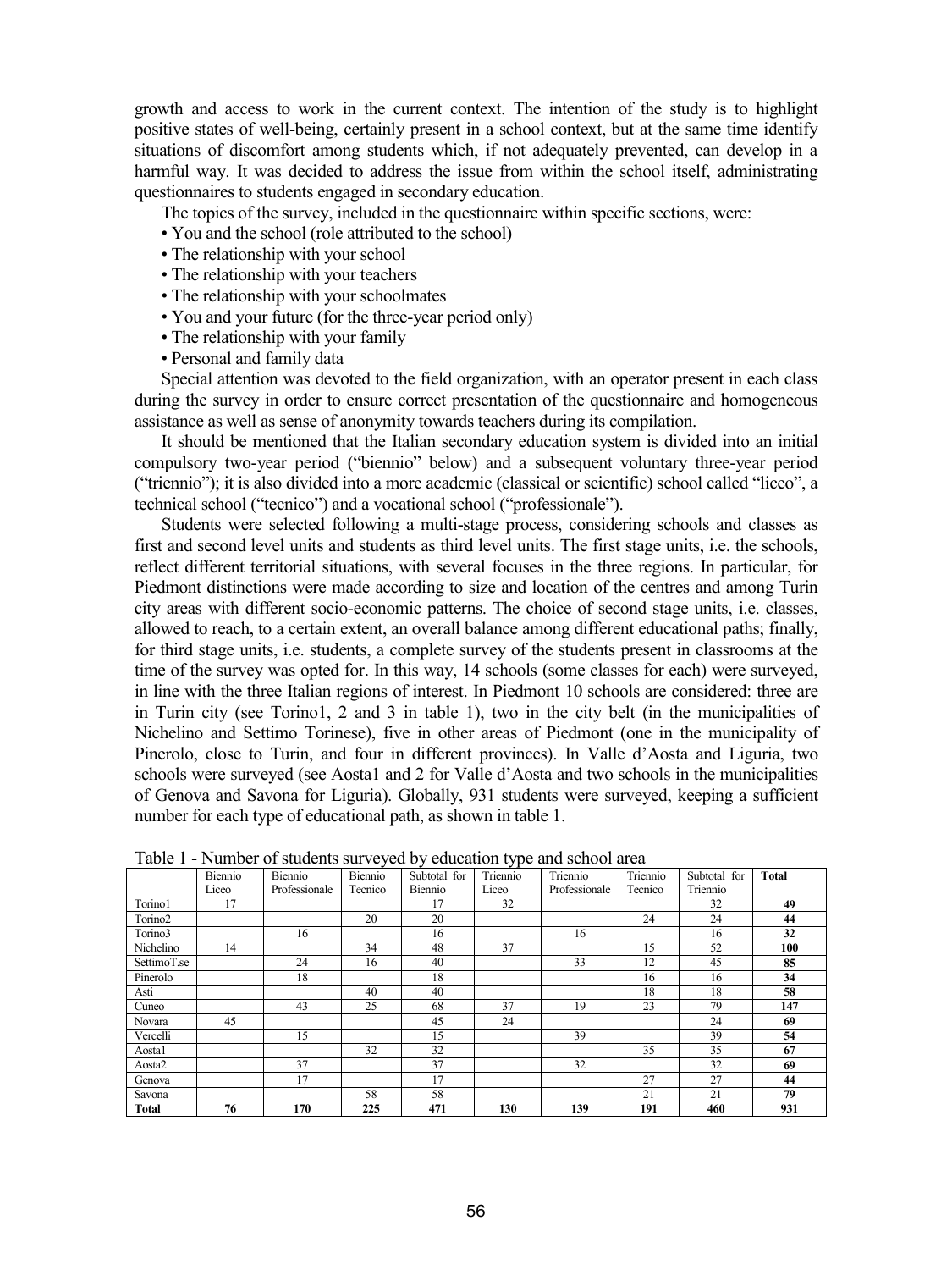growth and access to work in the current context. The intention of the study is to highlight positive states of well-being, certainly present in a school context, but at the same time identify situations of discomfort among students which, if not adequately prevented, can develop in a harmful way. It was decided to address the issue from within the school itself, administrating questionnaires to students engaged in secondary education.

The topics of the survey, included in the questionnaire within specific sections, were:

- You and the school (role attributed to the school)
- The relationship with your school
- The relationship with your teachers
- The relationship with your schoolmates
- You and your future (for the three-year period only)
- The relationship with your family
- Personal and family data

Special attention was devoted to the field organization, with an operator present in each class during the survey in order to ensure correct presentation of the questionnaire and homogeneous assistance as well as sense of anonymity towards teachers during its compilation.

It should be mentioned that the Italian secondary education system is divided into an initial compulsory two-year period ("biennio" below) and a subsequent voluntary three-year period ("triennio"); it is also divided into a more academic (classical or scientific) school called "liceo", a technical school ("tecnico") and a vocational school ("professionale").

Students were selected following a multi-stage process, considering schools and classes as first and second level units and students as third level units. The first stage units, i.e. the schools, reflect different territorial situations, with several focuses in the three regions. In particular, for Piedmont distinctions were made according to size and location of the centres and among Turin city areas with different socio-economic patterns. The choice of second stage units, i.e. classes, allowed to reach, to a certain extent, an overall balance among different educational paths; finally, for third stage units, i.e. students, a complete survey of the students present in classrooms at the time of the survey was opted for. In this way, 14 schools (some classes for each) were surveyed, in line with the three Italian regions of interest. In Piedmont 10 schools are considered: three are in Turin city (see Torino1, 2 and 3 in table 1), two in the city belt (in the municipalities of Nichelino and Settimo Torinese), five in other areas of Piedmont (one in the municipality of Pinerolo, close to Turin, and four in different provinces). In Valle d'Aosta and Liguria, two schools were surveyed (see Aosta1 and 2 for Valle d'Aosta and two schools in the municipalities of Genova and Savona for Liguria). Globally, 931 students were surveyed, keeping a sufficient number for each type of educational path, as shown in table 1.

Table 1 - Number of students surveyed by education type and school area

| | Biennio Liceo | Biennio Professionale | Biennio Tecnico | Subtotal for Biennio | Triennio Liceo | Triennio Professionale | Triennio Tecnico | Subtotal for Triennio | **Total** |
|---|---|---|---|---|---|---|---|---|---|
| Torino1 | 17 | | | 17 | 32 | | | 32 | **49** |
| Torino2 | | | 20 | 20 | | | 24 | 24 | **44** |
| Torino3 | | 16 | | 16 | | 16 | | 16 | **32** |
| Nichelino | 14 | | 34 | 48 | 37 | | 15 | 52 | **100** |
| SettimoT.se | | 24 | 16 | 40 | | 33 | 12 | 45 | **85** |
| Pinerolo | | 18 | | 18 | | | 16 | 16 | **34** |
| Asti | | | 40 | 40 | | | 18 | 18 | **58** |
| Cuneo | | 43 | 25 | 68 | 37 | 19 | 23 | 79 | **147** |
| Novara | 45 | | | 45 | 24 | | | 24 | **69** |
| Vercelli | | 15 | | 15 | | 39 | | 39 | **54** |
| Aosta1 | | | 32 | 32 | | | 35 | 35 | **67** |
| Aosta2 | | 37 | | 37 | | 32 | | 32 | **69** |
| Genova | | 17 | | 17 | | | 27 | 27 | **44** |
| Savona | | | 58 | 58 | | | 21 | 21 | **79** |
| **Total** | **76** | **170** | **225** | **471** | **130** | **139** | **191** | **460** | **931** |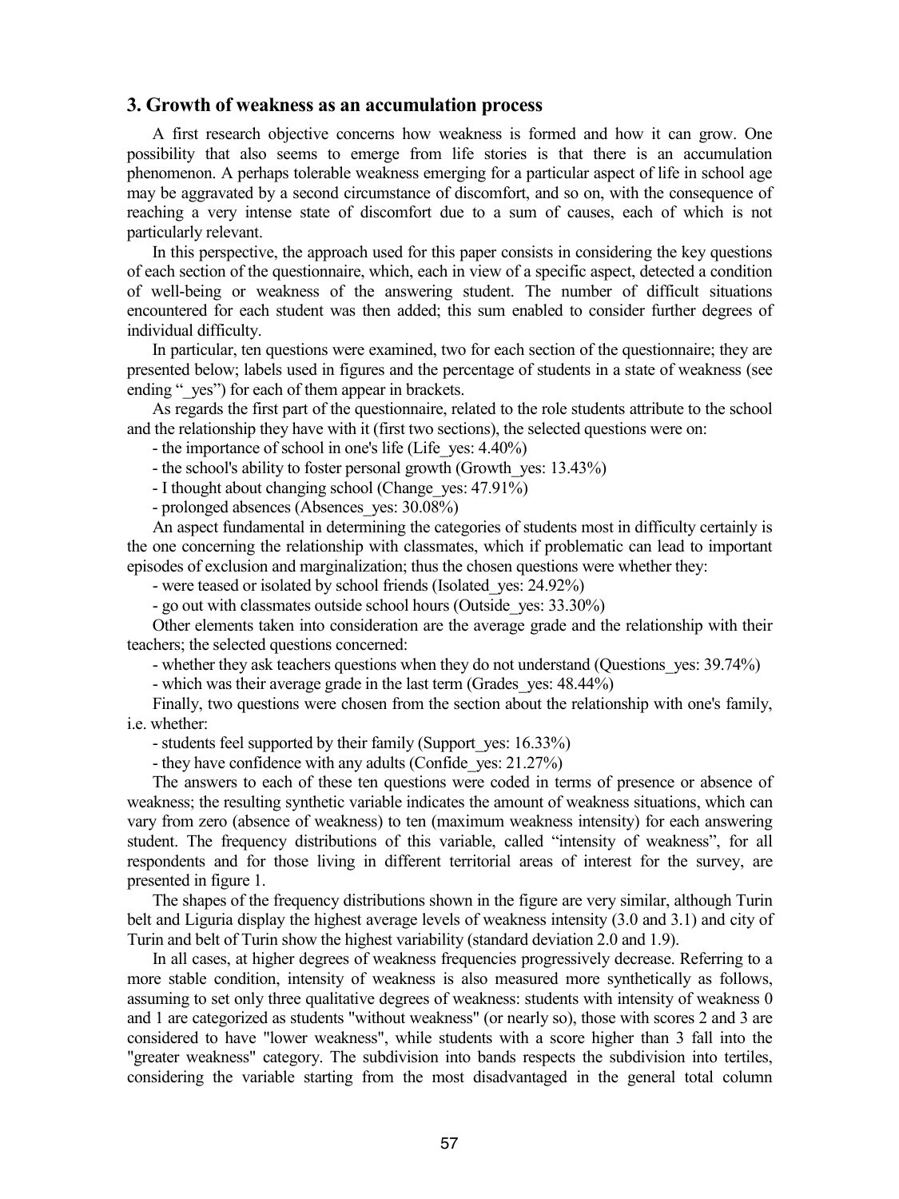## 3. Growth of weakness as an accumulation process

A first research objective concerns how weakness is formed and how it can grow. One possibility that also seems to emerge from life stories is that there is an accumulation phenomenon. A perhaps tolerable weakness emerging for a particular aspect of life in school age may be aggravated by a second circumstance of discomfort, and so on, with the consequence of reaching a very intense state of discomfort due to a sum of causes, each of which is not particularly relevant.

In this perspective, the approach used for this paper consists in considering the key questions of each section of the questionnaire, which, each in view of a specific aspect, detected a condition of well-being or weakness of the answering student. The number of difficult situations encountered for each student was then added; this sum enabled to consider further degrees of individual difficulty.

In particular, ten questions were examined, two for each section of the questionnaire; they are presented below; labels used in figures and the percentage of students in a state of weakness (see ending "_yes") for each of them appear in brackets.

As regards the first part of the questionnaire, related to the role students attribute to the school and the relationship they have with it (first two sections), the selected questions were on:

- the importance of school in one's life (Life_yes: 4.40%)
- the school's ability to foster personal growth (Growth_yes: 13.43%)
- I thought about changing school (Change_yes: 47.91%)
- prolonged absences (Absences_yes: 30.08%)

An aspect fundamental in determining the categories of students most in difficulty certainly is the one concerning the relationship with classmates, which if problematic can lead to important episodes of exclusion and marginalization; thus the chosen questions were whether they:

- were teased or isolated by school friends (Isolated_yes: 24.92%)
- go out with classmates outside school hours (Outside_yes: 33.30%)

Other elements taken into consideration are the average grade and the relationship with their teachers; the selected questions concerned:

- whether they ask teachers questions when they do not understand (Questions_yes: 39.74%)
- which was their average grade in the last term (Grades_yes: 48.44%)

Finally, two questions were chosen from the section about the relationship with one's family, i.e. whether:

- students feel supported by their family (Support_yes: 16.33%)
- they have confidence with any adults (Confide_yes: 21.27%)

The answers to each of these ten questions were coded in terms of presence or absence of weakness; the resulting synthetic variable indicates the amount of weakness situations, which can vary from zero (absence of weakness) to ten (maximum weakness intensity) for each answering student. The frequency distributions of this variable, called "intensity of weakness", for all respondents and for those living in different territorial areas of interest for the survey, are presented in figure 1.

The shapes of the frequency distributions shown in the figure are very similar, although Turin belt and Liguria display the highest average levels of weakness intensity (3.0 and 3.1) and city of Turin and belt of Turin show the highest variability (standard deviation 2.0 and 1.9).

In all cases, at higher degrees of weakness frequencies progressively decrease. Referring to a more stable condition, intensity of weakness is also measured more synthetically as follows, assuming to set only three qualitative degrees of weakness: students with intensity of weakness 0 and 1 are categorized as students "without weakness" (or nearly so), those with scores 2 and 3 are considered to have "lower weakness", while students with a score higher than 3 fall into the "greater weakness" category. The subdivision into bands respects the subdivision into tertiles, considering the variable starting from the most disadvantaged in the general total column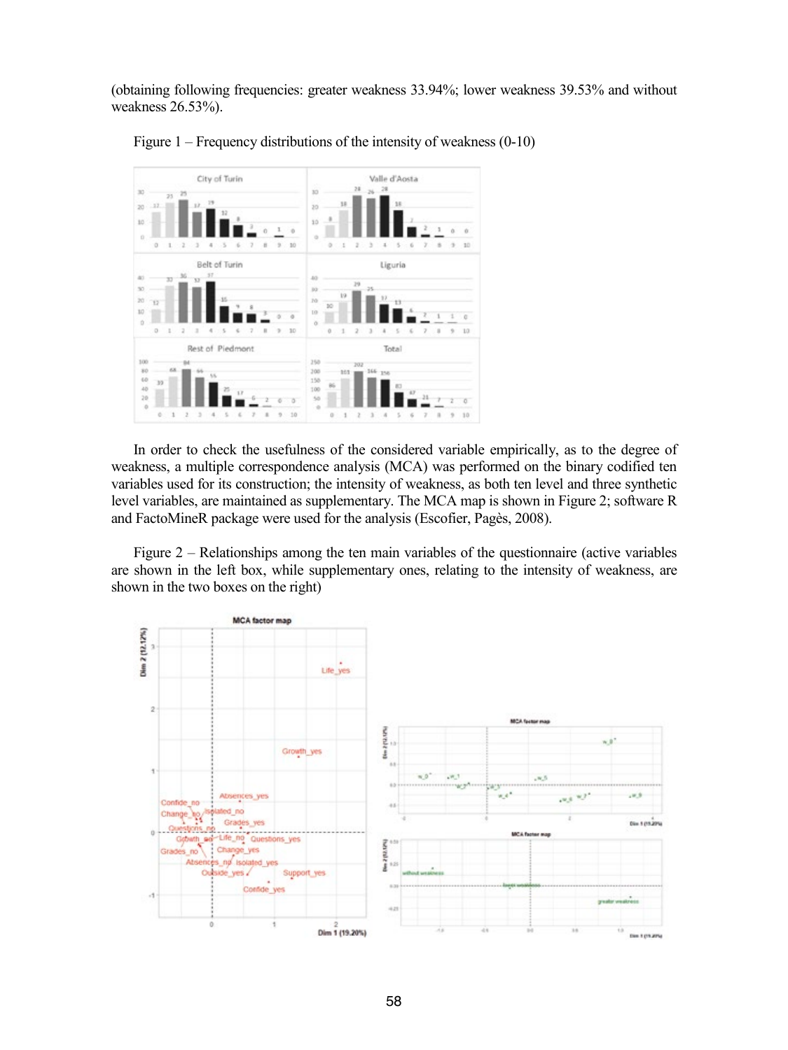(obtaining following frequencies: greater weakness 33.94%; lower weakness 39.53% and without weakness 26.53%).

Figure 1 – Frequency distributions of the intensity of weakness (0-10)

In order to check the usefulness of the considered variable empirically, as to the degree of weakness, a multiple correspondence analysis (MCA) was performed on the binary codified ten variables used for its construction; the intensity of weakness, as both ten level and three synthetic level variables, are maintained as supplementary. The MCA map is shown in Figure 2; software R and FactoMineR package were used for the analysis (Escofier, Pagès, 2008).

Figure 2 – Relationships among the ten main variables of the questionnaire (active variables are shown in the left box, while supplementary ones, relating to the intensity of weakness, are shown in the two boxes on the right)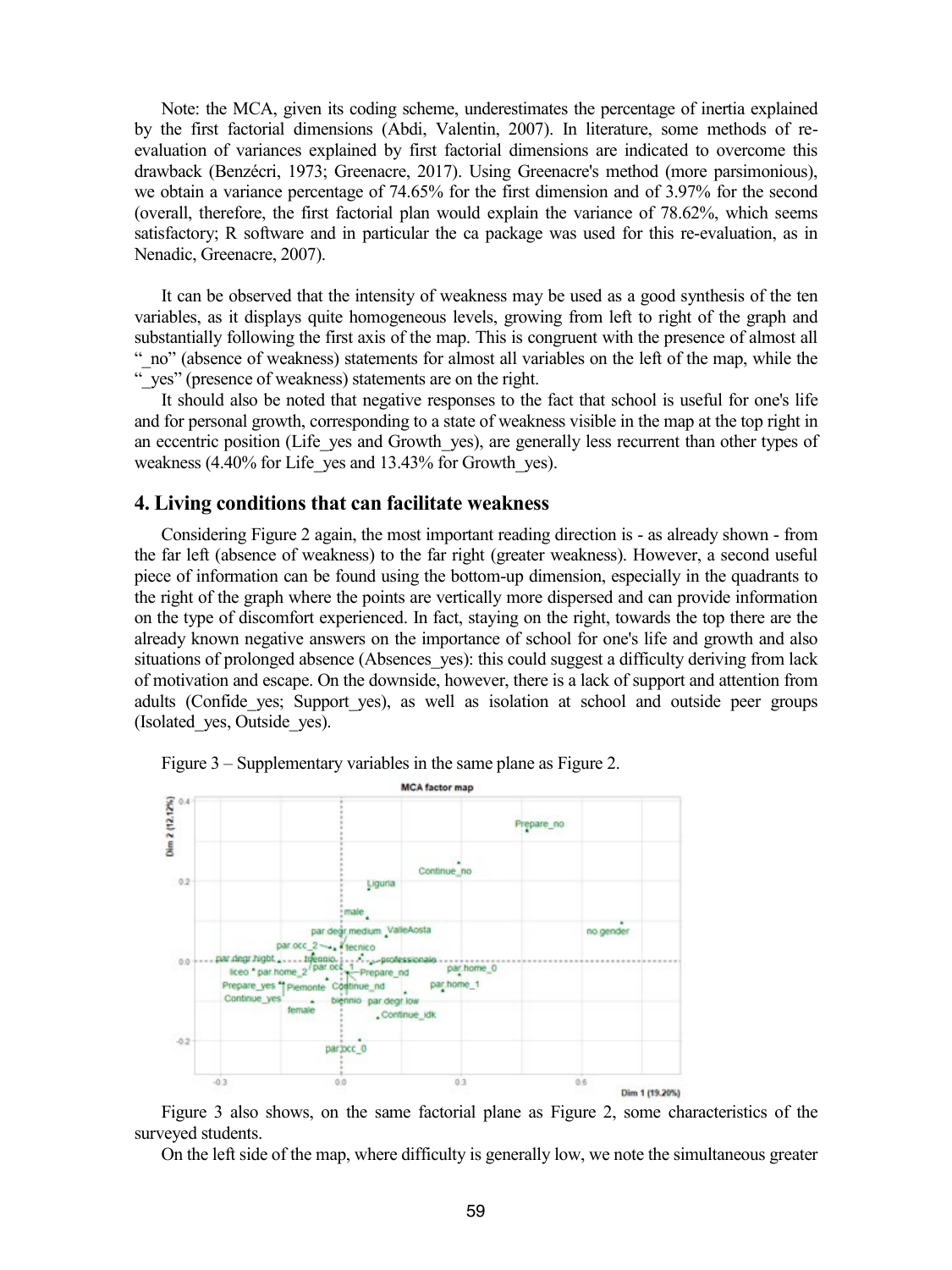Note: the MCA, given its coding scheme, underestimates the percentage of inertia explained by the first factorial dimensions (Abdi, Valentin, 2007). In literature, some methods of re-evaluation of variances explained by first factorial dimensions are indicated to overcome this drawback (Benzécri, 1973; Greenacre, 2017). Using Greenacre's method (more parsimonious), we obtain a variance percentage of 74.65% for the first dimension and of 3.97% for the second (overall, therefore, the first factorial plan would explain the variance of 78.62%, which seems satisfactory; R software and in particular the ca package was used for this re-evaluation, as in Nenadic, Greenacre, 2007).

It can be observed that the intensity of weakness may be used as a good synthesis of the ten variables, as it displays quite homogeneous levels, growing from left to right of the graph and substantially following the first axis of the map. This is congruent with the presence of almost all "_no" (absence of weakness) statements for almost all variables on the left of the map, while the "_yes" (presence of weakness) statements are on the right.

It should also be noted that negative responses to the fact that school is useful for one's life and for personal growth, corresponding to a state of weakness visible in the map at the top right in an eccentric position (Life_yes and Growth_yes), are generally less recurrent than other types of weakness (4.40% for Life_yes and 13.43% for Growth_yes).

## 4. Living conditions that can facilitate weakness

Considering Figure 2 again, the most important reading direction is - as already shown - from the far left (absence of weakness) to the far right (greater weakness). However, a second useful piece of information can be found using the bottom-up dimension, especially in the quadrants to the right of the graph where the points are vertically more dispersed and can provide information on the type of discomfort experienced. In fact, staying on the right, towards the top there are the already known negative answers on the importance of school for one's life and growth and also situations of prolonged absence (Absences_yes): this could suggest a difficulty deriving from lack of motivation and escape. On the downside, however, there is a lack of support and attention from adults (Confide_yes; Support_yes), as well as isolation at school and outside peer groups (Isolated_yes, Outside_yes).

Figure 3 – Supplementary variables in the same plane as Figure 2.

Figure 3 also shows, on the same factorial plane as Figure 2, some characteristics of the surveyed students.

On the left side of the map, where difficulty is generally low, we note the simultaneous greater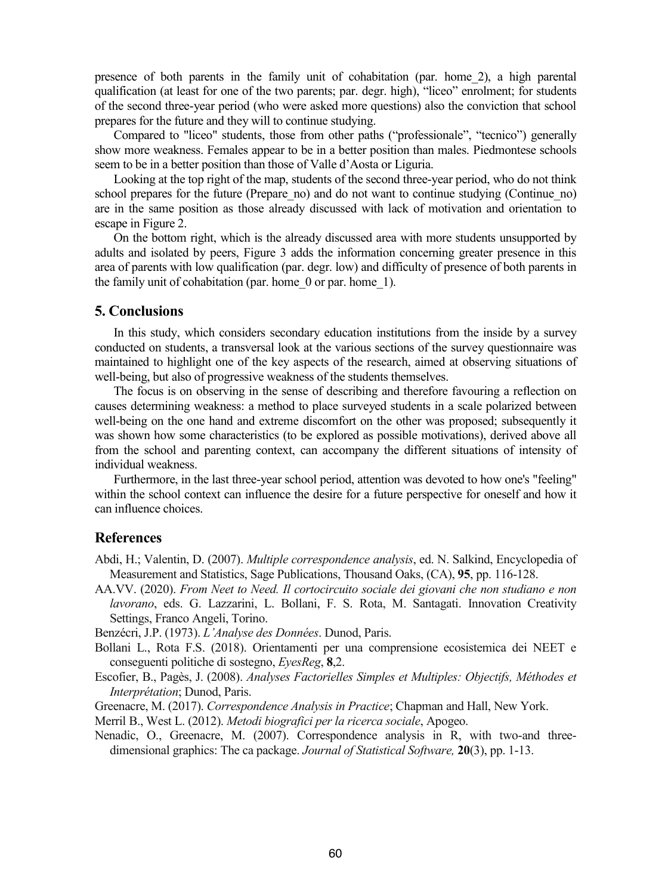presence of both parents in the family unit of cohabitation (par. home_2), a high parental qualification (at least for one of the two parents; par. degr. high), "liceo" enrolment; for students of the second three-year period (who were asked more questions) also the conviction that school prepares for the future and they will to continue studying.

Compared to "liceo" students, those from other paths ("professionale", "tecnico") generally show more weakness. Females appear to be in a better position than males. Piedmontese schools seem to be in a better position than those of Valle d'Aosta or Liguria.

Looking at the top right of the map, students of the second three-year period, who do not think school prepares for the future (Prepare_no) and do not want to continue studying (Continue_no) are in the same position as those already discussed with lack of motivation and orientation to escape in Figure 2.

On the bottom right, which is the already discussed area with more students unsupported by adults and isolated by peers, Figure 3 adds the information concerning greater presence in this area of parents with low qualification (par. degr. low) and difficulty of presence of both parents in the family unit of cohabitation (par. home_0 or par. home_1).

## 5. Conclusions

In this study, which considers secondary education institutions from the inside by a survey conducted on students, a transversal look at the various sections of the survey questionnaire was maintained to highlight one of the key aspects of the research, aimed at observing situations of well-being, but also of progressive weakness of the students themselves.

The focus is on observing in the sense of describing and therefore favouring a reflection on causes determining weakness: a method to place surveyed students in a scale polarized between well-being on the one hand and extreme discomfort on the other was proposed; subsequently it was shown how some characteristics (to be explored as possible motivations), derived above all from the school and parenting context, can accompany the different situations of intensity of individual weakness.

Furthermore, in the last three-year school period, attention was devoted to how one's "feeling" within the school context can influence the desire for a future perspective for oneself and how it can influence choices.

## References

Abdi, H.; Valentin, D. (2007). *Multiple correspondence analysis*, ed. N. Salkind, Encyclopedia of Measurement and Statistics, Sage Publications, Thousand Oaks, (CA), **95**, pp. 116-128.

AA.VV. (2020). *From Neet to Need. Il cortocircuito sociale dei giovani che non studiano e non lavorano*, eds. G. Lazzarini, L. Bollani, F. S. Rota, M. Santagati. Innovation Creativity Settings, Franco Angeli, Torino.

Benzécri, J.P. (1973). *L'Analyse des Données*. Dunod, Paris.

Bollani L., Rota F.S. (2018). Orientamenti per una comprensione ecosistemica dei NEET e conseguenti politiche di sostegno, *EyesReg*, **8**,2.

Escofier, B., Pagès, J. (2008). *Analyses Factorielles Simples et Multiples: Objectifs, Méthodes et Interprétation*; Dunod, Paris.

Greenacre, M. (2017). *Correspondence Analysis in Practice*; Chapman and Hall, New York.

Merril B., West L. (2012). *Metodi biografici per la ricerca sociale*, Apogeo.

Nenadic, O., Greenacre, M. (2007). Correspondence analysis in R, with two-and three-dimensional graphics: The ca package. *Journal of Statistical Software,* **20**(3), pp. 1-13.